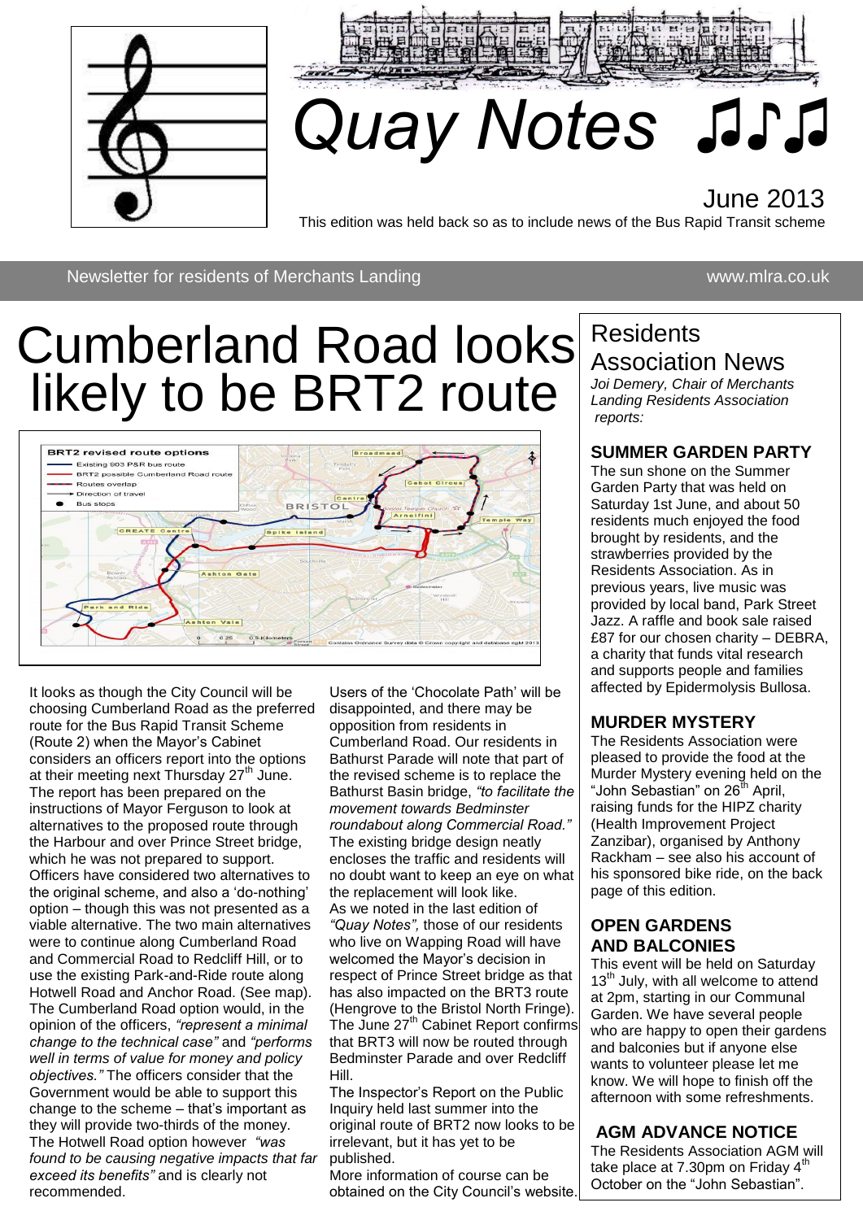# Quay Notes ♫♪♫

June 2013

This edition was held back so as to include news of the Bus Rapid Transit scheme

Newsletter for residents of Merchants Landing www.mlra.co.uk

# Cumberland Road looks likely to be BRT2 route

It looks as though the City Council will be choosing Cumberland Road as the preferred route for the Bus Rapid Transit Scheme (Route 2) when the Mayor's Cabinet considers an officers report into the options at their meeting next Thursday 27th June. The report has been prepared on the instructions of Mayor Ferguson to look at alternatives to the proposed route through the Harbour and over Prince Street bridge, which he was not prepared to support. Officers have considered two alternatives to the original scheme, and also a 'do-nothing' option – though this was not presented as a viable alternative. The two main alternatives were to continue along Cumberland Road and Commercial Road to Redcliff Hill, or to use the existing Park-and-Ride route along Hotwell Road and Anchor Road. (See map). The Cumberland Road option would, in the opinion of the officers, *"represent a minimal change to the technical case"* and *"performs well in terms of value for money and policy objectives."* The officers consider that the Government would be able to support this change to the scheme – that's important as they will provide two-thirds of the money. The Hotwell Road option however *"was found to be causing negative impacts that far exceed its benefits"* and is clearly not recommended.

Users of the 'Chocolate Path' will be disappointed, and there may be opposition from residents in Cumberland Road. Our residents in Bathurst Parade will note that part of the revised scheme is to replace the Bathurst Basin bridge, *"to facilitate the movement towards Bedminster roundabout along Commercial Road."* The existing bridge design neatly encloses the traffic and residents will no doubt want to keep an eye on what the replacement will look like.

As we noted in the last edition of *"Quay Notes",* those of our residents who live on Wapping Road will have welcomed the Mayor's decision in respect of Prince Street bridge as that has also impacted on the BRT3 route (Hengrove to the Bristol North Fringe). The June 27th Cabinet Report confirms that BRT3 will now be routed through Bedminster Parade and over Redcliff Hill.

The Inspector's Report on the Public Inquiry held last summer into the original route of BRT2 now looks to be irrelevant, but it has yet to be published.

More information of course can be obtained on the City Council's website.

## Residents Association News

*Joi Demery, Chair of Merchants Landing Residents Association reports:*

### SUMMER GARDEN PARTY

The sun shone on the Summer Garden Party that was held on Saturday 1st June, and about 50 residents much enjoyed the food brought by residents, and the strawberries provided by the Residents Association. As in previous years, live music was provided by local band, Park Street Jazz. A raffle and book sale raised £87 for our chosen charity – DEBRA, a charity that funds vital research and supports people and families affected by Epidermolysis Bullosa.

### MURDER MYSTERY

The Residents Association were pleased to provide the food at the Murder Mystery evening held on the "John Sebastian" on 26th April, raising funds for the HIPZ charity (Health Improvement Project Zanzibar), organised by Anthony Rackham – see also his account of his sponsored bike ride, on the back page of this edition.

### OPEN GARDENS AND BALCONIES

This event will be held on Saturday 13th July, with all welcome to attend at 2pm, starting in our Communal Garden. We have several people who are happy to open their gardens and balconies but if anyone else wants to volunteer please let me know. We will hope to finish off the afternoon with some refreshments.

### AGM ADVANCE NOTICE

The Residents Association AGM will take place at 7.30pm on Friday 4th October on the "John Sebastian".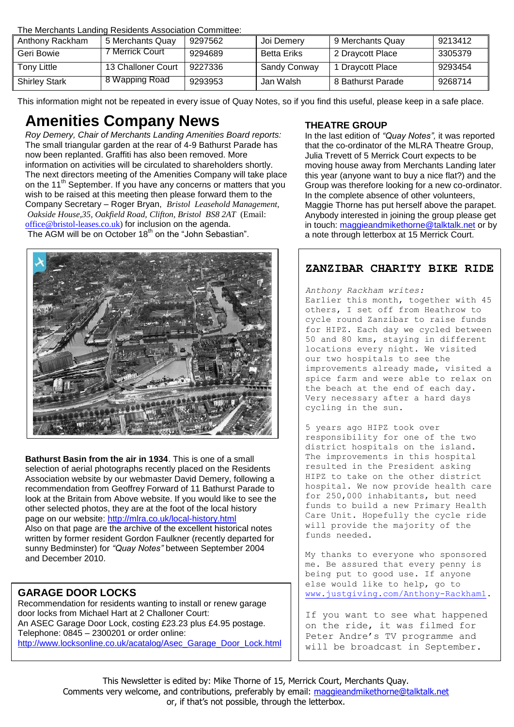The Merchants Landing Residents Association Committee:

| | | | | | |
|---|---|---|---|---|---|
| Anthony Rackham | 5 Merchants Quay | 9297562 | Joi Demery | 9 Merchants Quay | 9213412 |
| Geri Bowie | 7 Merrick Court | 9294689 | Betta Eriks | 2 Draycott Place | 3305379 |
| Tony Little | 13 Challoner Court | 9227336 | Sandy Conway | 1 Draycott Place | 9293454 |
| Shirley Stark | 8 Wapping Road | 9293953 | Jan Walsh | 8 Bathurst Parade | 9268714 |

This information might not be repeated in every issue of Quay Notes, so if you find this useful, please keep in a safe place.

# Amenities Company News

*Roy Demery, Chair of Merchants Landing Amenities Board reports:*
The small triangular garden at the rear of 4-9 Bathurst Parade has now been replanted. Graffiti has also been removed. More information on activities will be circulated to shareholders shortly. The next directors meeting of the Amenities Company will take place on the 11th September. If you have any concerns or matters that you wish to be raised at this meeting then please forward them to the Company Secretary – Roger Bryan, *Bristol Leasehold Management, Oakside House,35, Oakfield Road, Clifton, Bristol BS8 2AT* (Email: office@bristol-leases.co.uk) for inclusion on the agenda.
The AGM will be on October 18th on the "John Sebastian".

**Bathurst Basin from the air in 1934**. This is one of a small selection of aerial photographs recently placed on the Residents Association website by our webmaster David Demery, following a recommendation from Geoffrey Forward of 11 Bathurst Parade to look at the Britain from Above website. If you would like to see the other selected photos, they are at the foot of the local history page on our website: http://mlra.co.uk/local-history.html
Also on that page are the archive of the excellent historical notes written by former resident Gordon Faulkner (recently departed for sunny Bedminster) for *"Quay Notes"* between September 2004 and December 2010.

## GARAGE DOOR LOCKS

Recommendation for residents wanting to install or renew garage door locks from Michael Hart at 2 Challoner Court:
An ASEC Garage Door Lock, costing £23.23 plus £4.95 postage.
Telephone: 0845 – 2300201 or order online:
http://www.locksonline.co.uk/acatalog/Asec_Garage_Door_Lock.html

## THEATRE GROUP

In the last edition of *"Quay Notes",* it was reported that the co-ordinator of the MLRA Theatre Group, Julia Trevett of 5 Merrick Court expects to be moving house away from Merchants Landing later this year (anyone want to buy a nice flat?) and the Group was therefore looking for a new co-ordinator. In the complete absence of other volunteers, Maggie Thorne has put herself above the parapet. Anybody interested in joining the group please get in touch: maggieandmikethorne@talktalk.net or by a note through letterbox at 15 Merrick Court.

## ZANZIBAR CHARITY BIKE RIDE

*Anthony Rackham writes:*
Earlier this month, together with 45 others, I set off from Heathrow to cycle round Zanzibar to raise funds for HIPZ. Each day we cycled between 50 and 80 kms, staying in different locations every night. We visited our two hospitals to see the improvements already made, visited a spice farm and were able to relax on the beach at the end of each day. Very necessary after a hard days cycling in the sun.

5 years ago HIPZ took over responsibility for one of the two district hospitals on the island. The improvements in this hospital resulted in the President asking HIPZ to take on the other district hospital. We now provide health care for 250,000 inhabitants, but need funds to build a new Primary Health Care Unit. Hopefully the cycle ride will provide the majority of the funds needed.

My thanks to everyone who sponsored me. Be assured that every penny is being put to good use. If anyone else would like to help, go to www.justgiving.com/Anthony-Rackham1.

If you want to see what happened on the ride, it was filmed for Peter Andre's TV programme and will be broadcast in September.

This Newsletter is edited by: Mike Thorne of 15, Merrick Court, Merchants Quay.
Comments very welcome, and contributions, preferably by email: maggieandmikethorne@talktalk.net
or, if that's not possible, through the letterbox.